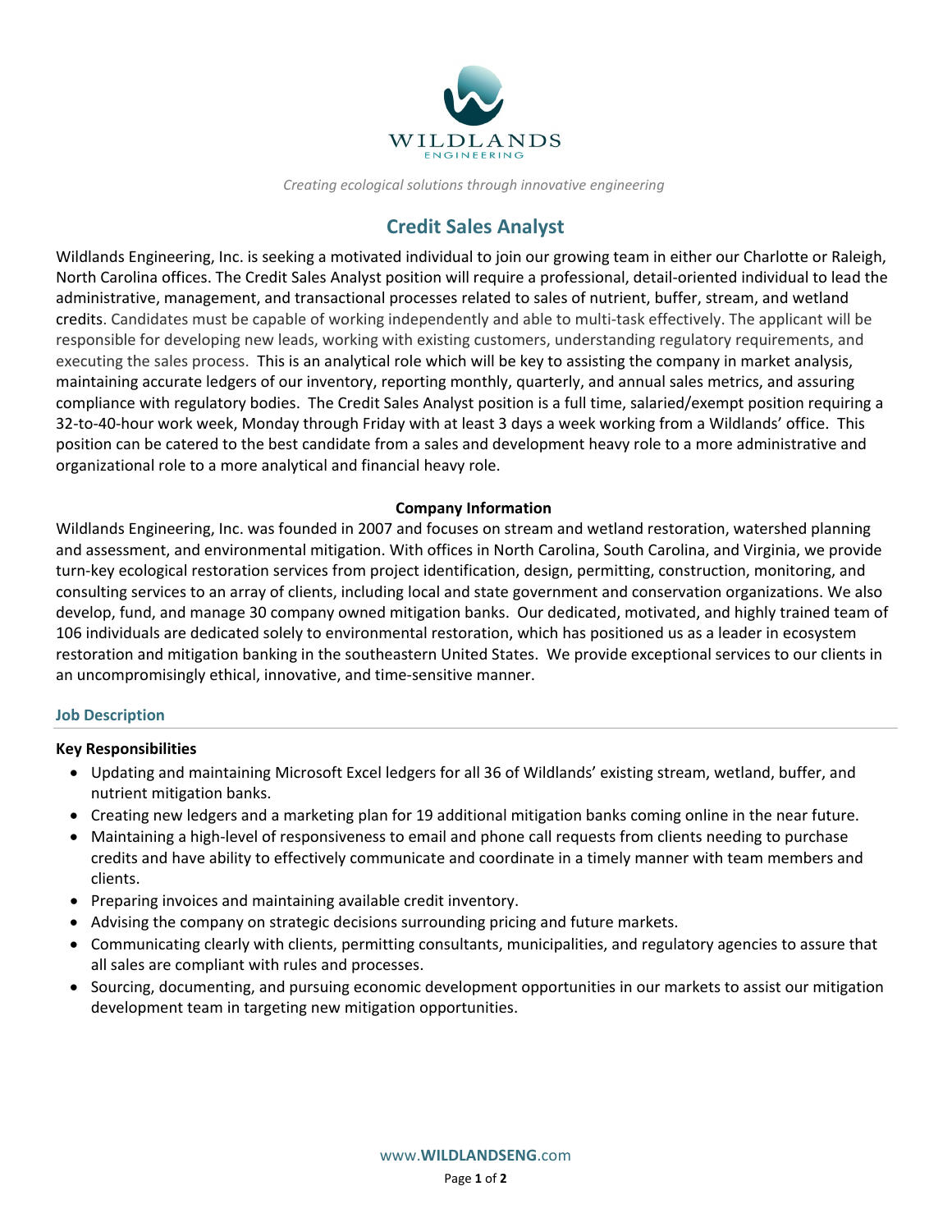WILDLANDS
ENGINEERING

*Creating ecological solutions through innovative engineering*

# Credit Sales Analyst

Wildlands Engineering, Inc. is seeking a motivated individual to join our growing team in either our Charlotte or Raleigh, North Carolina offices. The Credit Sales Analyst position will require a professional, detail-oriented individual to lead the administrative, management, and transactional processes related to sales of nutrient, buffer, stream, and wetland credits. Candidates must be capable of working independently and able to multi-task effectively. The applicant will be responsible for developing new leads, working with existing customers, understanding regulatory requirements, and executing the sales process. This is an analytical role which will be key to assisting the company in market analysis, maintaining accurate ledgers of our inventory, reporting monthly, quarterly, and annual sales metrics, and assuring compliance with regulatory bodies. The Credit Sales Analyst position is a full time, salaried/exempt position requiring a 32-to-40-hour work week, Monday through Friday with at least 3 days a week working from a Wildlands' office. This position can be catered to the best candidate from a sales and development heavy role to a more administrative and organizational role to a more analytical and financial heavy role.

**Company Information**

Wildlands Engineering, Inc. was founded in 2007 and focuses on stream and wetland restoration, watershed planning and assessment, and environmental mitigation. With offices in North Carolina, South Carolina, and Virginia, we provide turn-key ecological restoration services from project identification, design, permitting, construction, monitoring, and consulting services to an array of clients, including local and state government and conservation organizations. We also develop, fund, and manage 30 company owned mitigation banks. Our dedicated, motivated, and highly trained team of 106 individuals are dedicated solely to environmental restoration, which has positioned us as a leader in ecosystem restoration and mitigation banking in the southeastern United States. We provide exceptional services to our clients in an uncompromisingly ethical, innovative, and time-sensitive manner.

## Job Description

**Key Responsibilities**

- Updating and maintaining Microsoft Excel ledgers for all 36 of Wildlands' existing stream, wetland, buffer, and nutrient mitigation banks.
- Creating new ledgers and a marketing plan for 19 additional mitigation banks coming online in the near future.
- Maintaining a high-level of responsiveness to email and phone call requests from clients needing to purchase credits and have ability to effectively communicate and coordinate in a timely manner with team members and clients.
- Preparing invoices and maintaining available credit inventory.
- Advising the company on strategic decisions surrounding pricing and future markets.
- Communicating clearly with clients, permitting consultants, municipalities, and regulatory agencies to assure that all sales are compliant with rules and processes.
- Sourcing, documenting, and pursuing economic development opportunities in our markets to assist our mitigation development team in targeting new mitigation opportunities.

www.WILDLANDSENG.com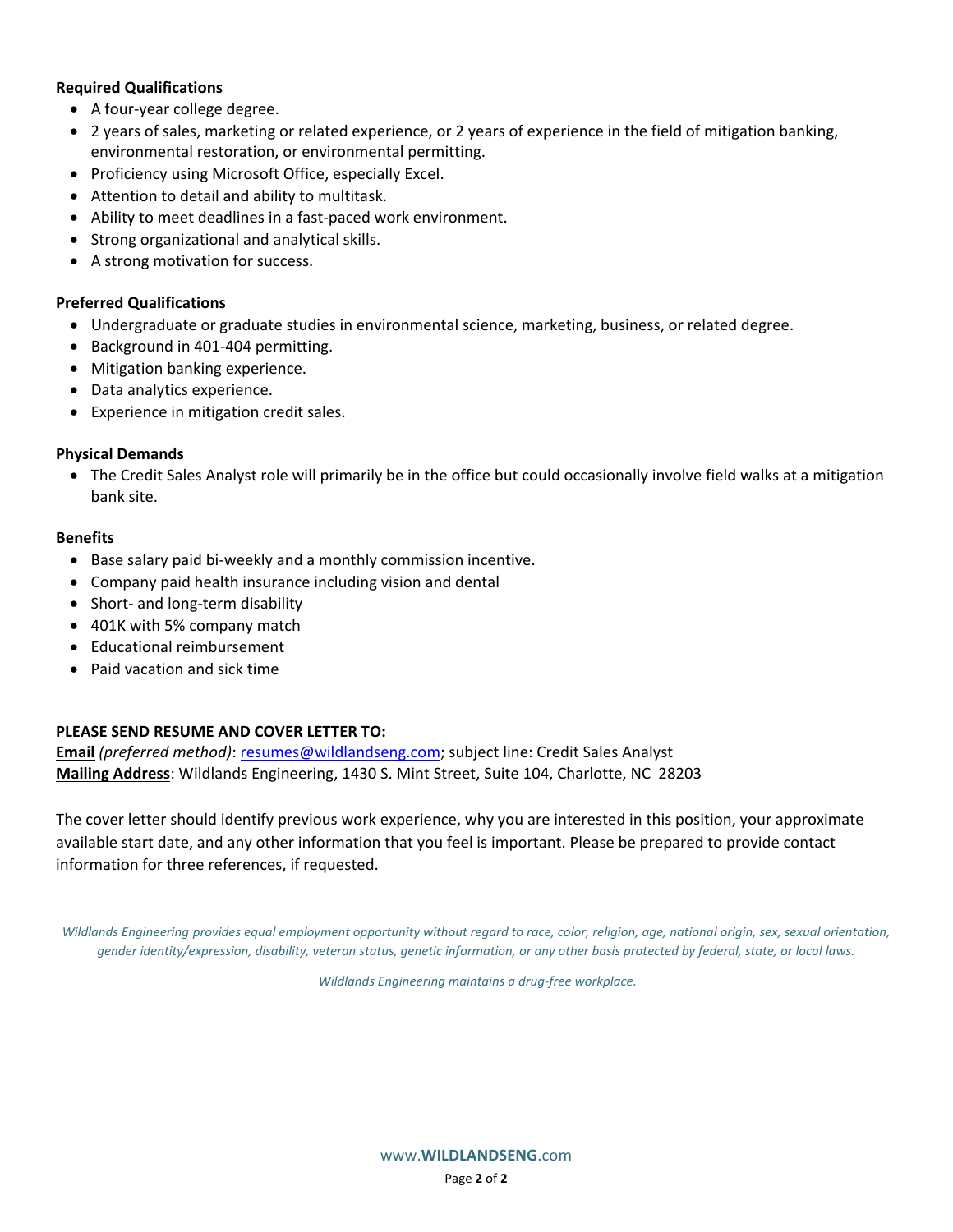**Required Qualifications**

- A four-year college degree.
- 2 years of sales, marketing or related experience, or 2 years of experience in the field of mitigation banking, environmental restoration, or environmental permitting.
- Proficiency using Microsoft Office, especially Excel.
- Attention to detail and ability to multitask.
- Ability to meet deadlines in a fast-paced work environment.
- Strong organizational and analytical skills.
- A strong motivation for success.

**Preferred Qualifications**

- Undergraduate or graduate studies in environmental science, marketing, business, or related degree.
- Background in 401-404 permitting.
- Mitigation banking experience.
- Data analytics experience.
- Experience in mitigation credit sales.

**Physical Demands**

- The Credit Sales Analyst role will primarily be in the office but could occasionally involve field walks at a mitigation bank site.

**Benefits**

- Base salary paid bi-weekly and a monthly commission incentive.
- Company paid health insurance including vision and dental
- Short- and long-term disability
- 401K with 5% company match
- Educational reimbursement
- Paid vacation and sick time

**PLEASE SEND RESUME AND COVER LETTER TO:**

**Email** *(preferred method)*: resumes@wildlandseng.com; subject line: Credit Sales Analyst
**Mailing Address**: Wildlands Engineering, 1430 S. Mint Street, Suite 104, Charlotte, NC 28203

The cover letter should identify previous work experience, why you are interested in this position, your approximate available start date, and any other information that you feel is important. Please be prepared to provide contact information for three references, if requested.

*Wildlands Engineering provides equal employment opportunity without regard to race, color, religion, age, national origin, sex, sexual orientation, gender identity/expression, disability, veteran status, genetic information, or any other basis protected by federal, state, or local laws.*

*Wildlands Engineering maintains a drug-free workplace.*

www.WILDLANDSENG.com